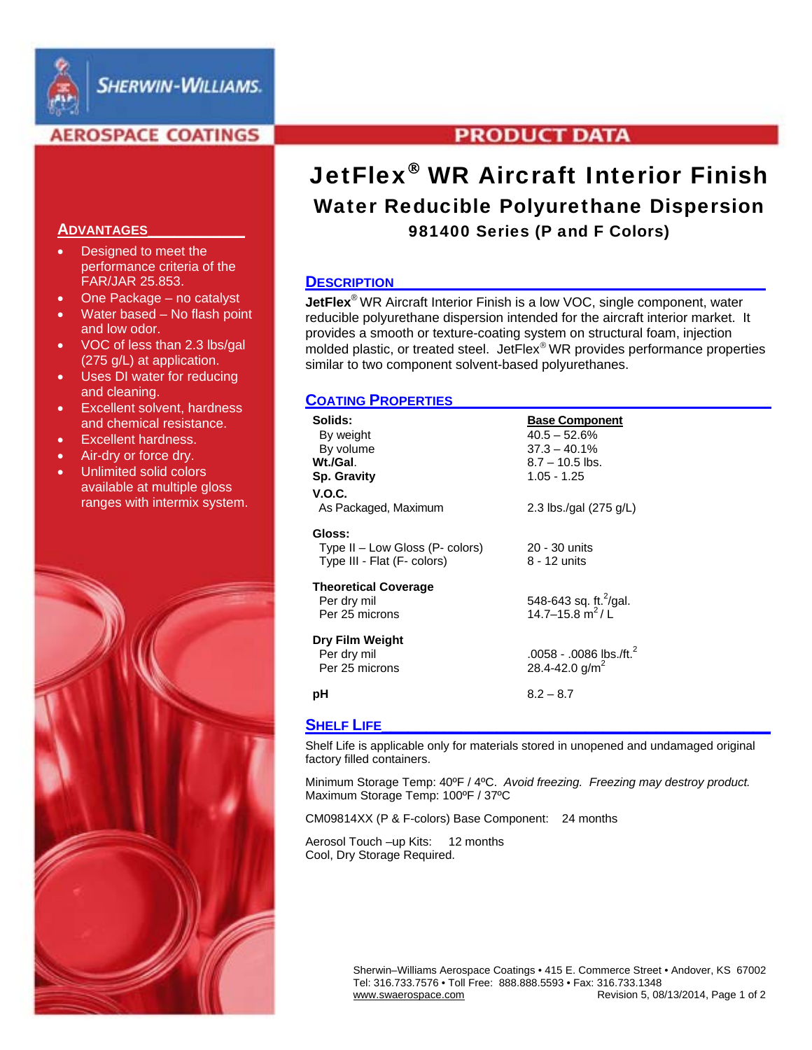SHERWIN-WILLIAMS.

AEROSPACE COATINGS

PRODUCT DATA

# JetFlex® WR Aircraft Interior Finish

## Water Reducible Polyurethane Dispersion

### 981400 Series (P and F Colors)

## ADVANTAGES

- Designed to meet the performance criteria of the FAR/JAR 25.853.
- One Package – no catalyst
- Water based – No flash point and low odor.
- VOC of less than 2.3 lbs/gal (275 g/L) at application.
- Uses DI water for reducing and cleaning.
- Excellent solvent, hardness and chemical resistance.
- Excellent hardness.
- Air-dry or force dry.
- Unlimited solid colors available at multiple gloss ranges with intermix system.

## DESCRIPTION

**JetFlex**® WR Aircraft Interior Finish is a low VOC, single component, water reducible polyurethane dispersion intended for the aircraft interior market. It provides a smooth or texture-coating system on structural foam, injection molded plastic, or treated steel. JetFlex® WR provides performance properties similar to two component solvent-based polyurethanes.

## COATING PROPERTIES

| | **Base Component** |
|---|---|
| **Solids:** | |
| By weight | 40.5 – 52.6% |
| By volume | 37.3 – 40.1% |
| **Wt./Gal.** | 8.7 – 10.5 lbs. |
| **Sp. Gravity** | 1.05 - 1.25 |
| **V.O.C.** | |
| As Packaged, Maximum | 2.3 lbs./gal (275 g/L) |
| **Gloss:** | |
| Type II – Low Gloss (P- colors) | 20 - 30 units |
| Type III - Flat (F- colors) | 8 - 12 units |
| **Theoretical Coverage** | |
| Per dry mil | 548-643 sq. $ft.^2$/gal. |
| Per 25 microns | 14.7–15.8 $m^2$ / L |
| **Dry Film Weight** | |
| Per dry mil | .0058 - .0086 lbs./$ft.^2$ |
| Per 25 microns | 28.4-42.0 $g/m^2$ |
| **pH** | 8.2 – 8.7 |

## SHELF LIFE

Shelf Life is applicable only for materials stored in unopened and undamaged original factory filled containers.

Minimum Storage Temp: 40ºF / 4ºC. *Avoid freezing. Freezing may destroy product.*
Maximum Storage Temp: 100ºF / 37ºC

CM09814XX (P & F-colors) Base Component: 24 months

Aerosol Touch –up Kits: 12 months
Cool, Dry Storage Required.

Sherwin–Williams Aerospace Coatings • 415 E. Commerce Street • Andover, KS 67002
Tel: 316.733.7576 • Toll Free: 888.888.5593 • Fax: 316.733.1348
www.swaerospace.com Revision 5, 08/13/2014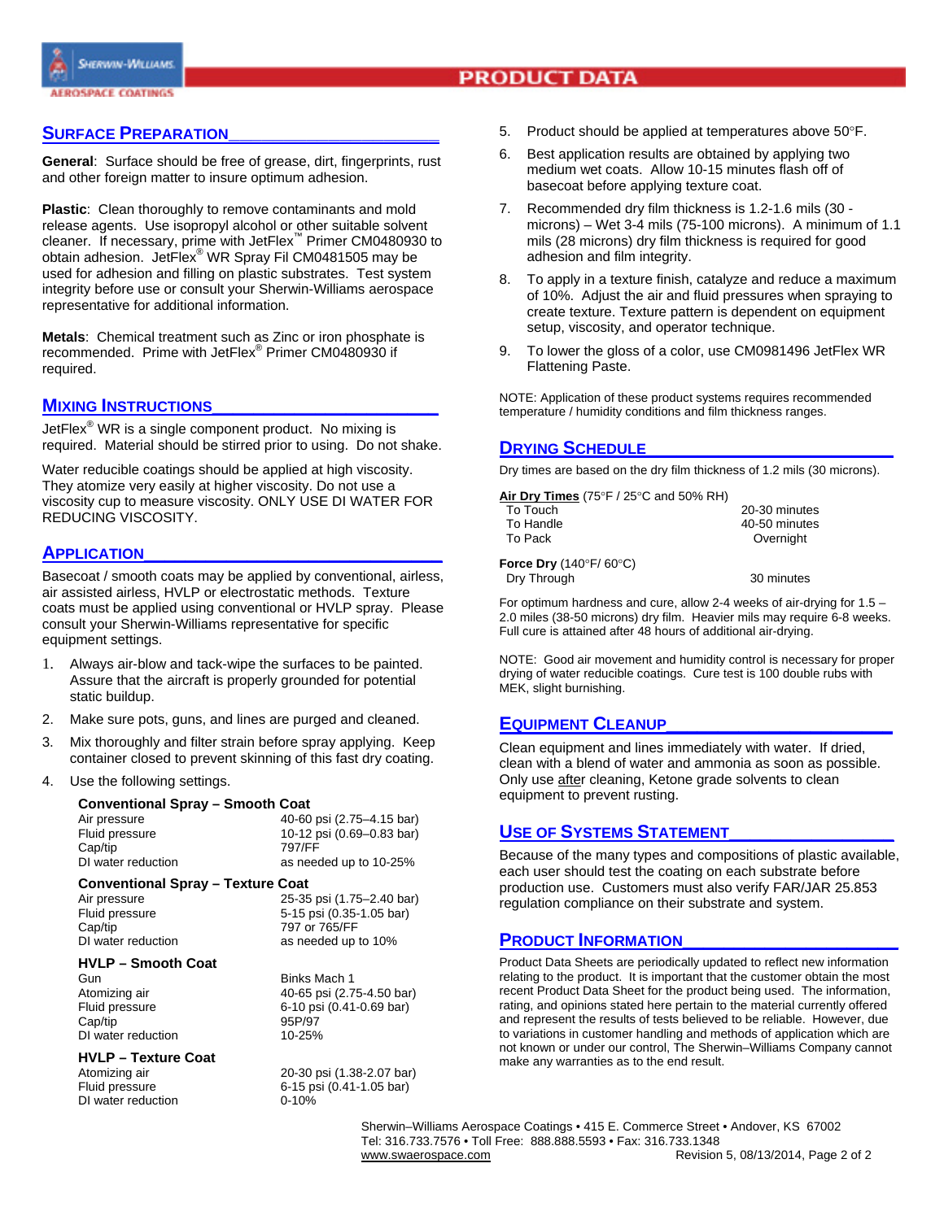## Surface Preparation

**General**: Surface should be free of grease, dirt, fingerprints, rust and other foreign matter to insure optimum adhesion.

**Plastic**: Clean thoroughly to remove contaminants and mold release agents. Use isopropyl alcohol or other suitable solvent cleaner. If necessary, prime with JetFlex™ Primer CM0480930 to obtain adhesion. JetFlex® WR Spray Fil CM0481505 may be used for adhesion and filling on plastic substrates. Test system integrity before use or consult your Sherwin-Williams aerospace representative for additional information.

**Metals**: Chemical treatment such as Zinc or iron phosphate is recommended. Prime with JetFlex® Primer CM0480930 if required.

## Mixing Instructions

JetFlex® WR is a single component product. No mixing is required. Material should be stirred prior to using. Do not shake.

Water reducible coatings should be applied at high viscosity. They atomize very easily at higher viscosity. Do not use a viscosity cup to measure viscosity. ONLY USE DI WATER FOR REDUCING VISCOSITY.

## Application

Basecoat / smooth coats may be applied by conventional, airless, air assisted airless, HVLP or electrostatic methods. Texture coats must be applied using conventional or HVLP spray. Please consult your Sherwin-Williams representative for specific equipment settings.

1. Always air-blow and tack-wipe the surfaces to be painted. Assure that the aircraft is properly grounded for potential static buildup.
2. Make sure pots, guns, and lines are purged and cleaned.
3. Mix thoroughly and filter strain before spray applying. Keep container closed to prevent skinning of this fast dry coating.
4. Use the following settings.

**Conventional Spray – Smooth Coat**

| | |
|---|---|
| Air pressure | 40-60 psi (2.75–4.15 bar) |
| Fluid pressure | 10-12 psi (0.69–0.83 bar) |
| Cap/tip | 797/FF |
| DI water reduction | as needed up to 10-25% |

**Conventional Spray – Texture Coat**

| | |
|---|---|
| Air pressure | 25-35 psi (1.75–2.40 bar) |
| Fluid pressure | 5-15 psi (0.35-1.05 bar) |
| Cap/tip | 797 or 765/FF |
| DI water reduction | as needed up to 10% |

**HVLP – Smooth Coat**

| | |
|---|---|
| Gun | Binks Mach 1 |
| Atomizing air | 40-65 psi (2.75-4.50 bar) |
| Fluid pressure | 6-10 psi (0.41-0.69 bar) |
| Cap/tip | 95P/97 |
| DI water reduction | 10-25% |

**HVLP – Texture Coat**

| | |
|---|---|
| Atomizing air | 20-30 psi (1.38-2.07 bar) |
| Fluid pressure | 6-15 psi (0.41-1.05 bar) |
| DI water reduction | 0-10% |

5. Product should be applied at temperatures above 50°F.
6. Best application results are obtained by applying two medium wet coats. Allow 10-15 minutes flash off of basecoat before applying texture coat.
7. Recommended dry film thickness is 1.2-1.6 mils (30 - microns) – Wet 3-4 mils (75-100 microns). A minimum of 1.1 mils (28 microns) dry film thickness is required for good adhesion and film integrity.
8. To apply in a texture finish, catalyze and reduce a maximum of 10%. Adjust the air and fluid pressures when spraying to create texture. Texture pattern is dependent on equipment setup, viscosity, and operator technique.
9. To lower the gloss of a color, use CM0981496 JetFlex WR Flattening Paste.

NOTE: Application of these product systems requires recommended temperature / humidity conditions and film thickness ranges.

## Drying Schedule

Dry times are based on the dry film thickness of 1.2 mils (30 microns).

**Air Dry Times** (75°F / 25°C and 50% RH)

| | |
|---|---|
| To Touch | 20-30 minutes |
| To Handle | 40-50 minutes |
| To Pack | Overnight |

**Force Dry** (140°F/ 60°C)

| | |
|---|---|
| Dry Through | 30 minutes |

For optimum hardness and cure, allow 2-4 weeks of air-drying for 1.5 – 2.0 miles (38-50 microns) dry film. Heavier mils may require 6-8 weeks. Full cure is attained after 48 hours of additional air-drying.

NOTE: Good air movement and humidity control is necessary for proper drying of water reducible coatings. Cure test is 100 double rubs with MEK, slight burnishing.

## Equipment Cleanup

Clean equipment and lines immediately with water. If dried, clean with a blend of water and ammonia as soon as possible. Only use after cleaning, Ketone grade solvents to clean equipment to prevent rusting.

## Use of Systems Statement

Because of the many types and compositions of plastic available, each user should test the coating on each substrate before production use. Customers must also verify FAR/JAR 25.853 regulation compliance on their substrate and system.

## Product Information

Product Data Sheets are periodically updated to reflect new information relating to the product. It is important that the customer obtain the most recent Product Data Sheet for the product being used. The information, rating, and opinions stated here pertain to the material currently offered and represent the results of tests believed to be reliable. However, due to variations in customer handling and methods of application which are not known or under our control, The Sherwin–Williams Company cannot make any warranties as to the end result.

Sherwin–Williams Aerospace Coatings • 415 E. Commerce Street • Andover, KS 67002
Tel: 316.733.7576 • Toll Free: 888.888.5593 • Fax: 316.733.1348
www.swaerospace.com Revision 5, 08/13/2014